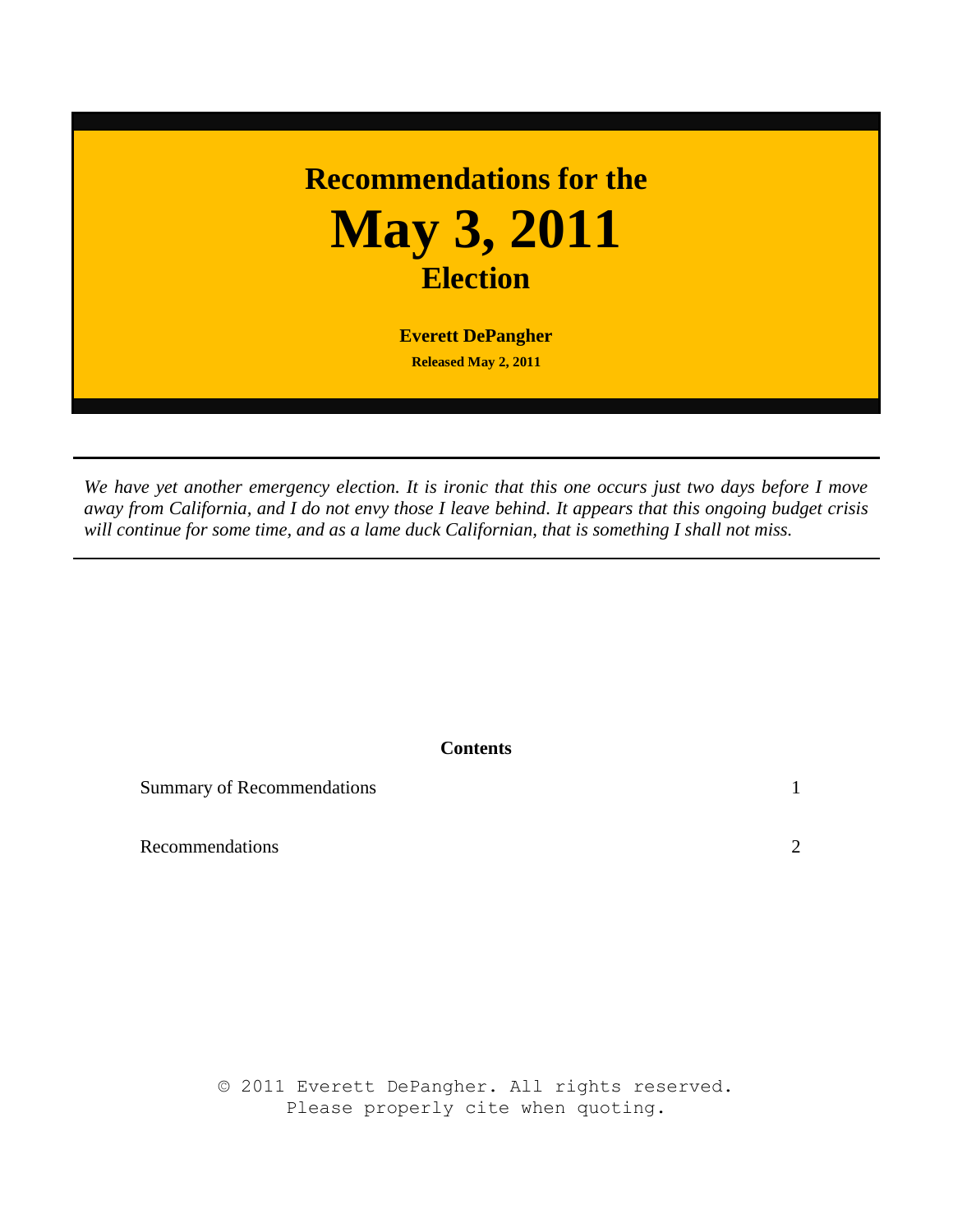# Recommendations for the May 3, 2011 Election

**Everett DePangher**

**Released May 2, 2011**

---

*We have yet another emergency election. It is ironic that this one occurs just two days before I move away from California, and I do not envy those I leave behind. It appears that this ongoing budget crisis will continue for some time, and as a lame duck Californian, that is something I shall not miss.*

---

**Contents**

| | |
|---|---|
| Summary of Recommendations | 1 |
| Recommendations | 2 |

© 2011 Everett DePangher. All rights reserved.
Please properly cite when quoting.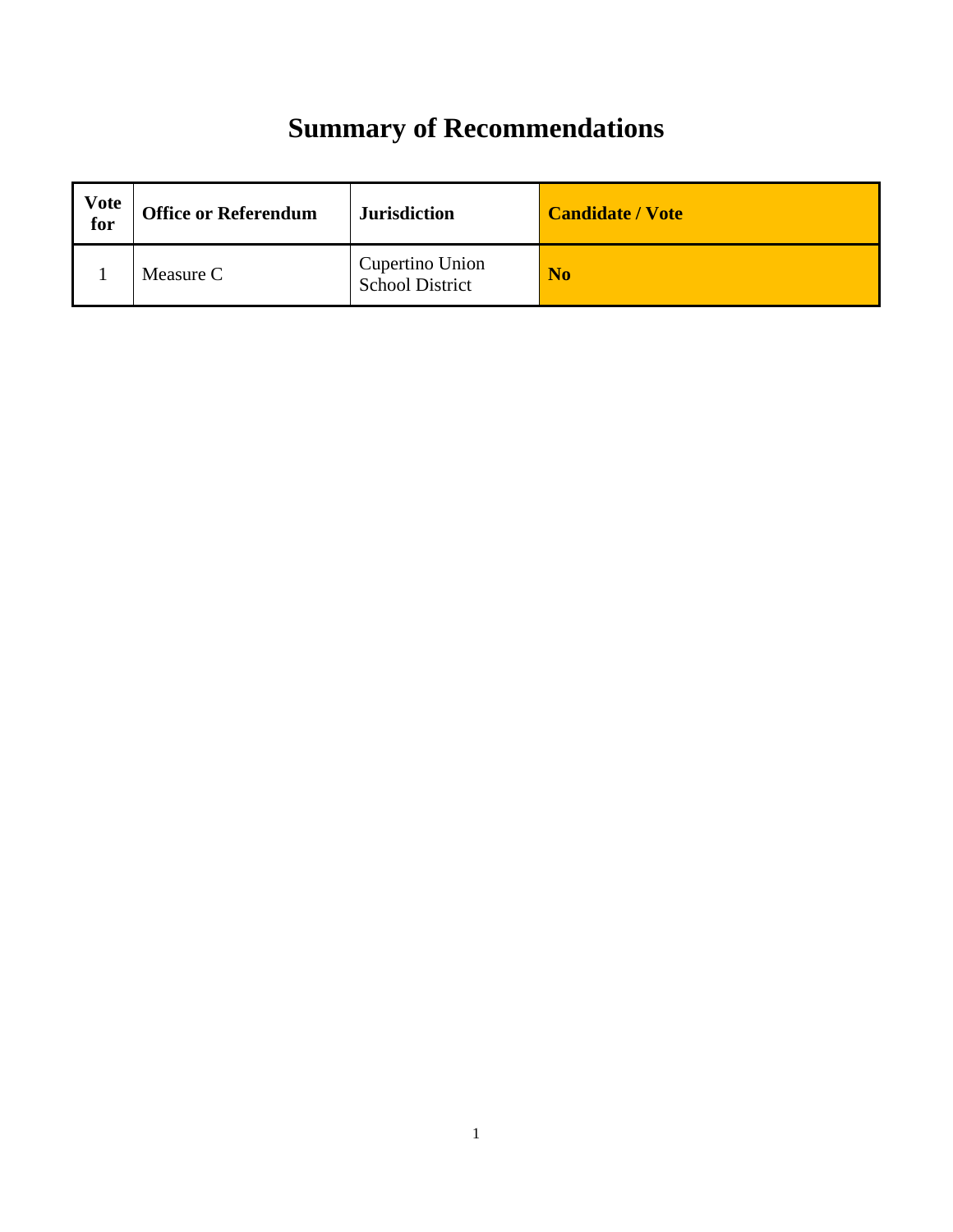# Summary of Recommendations

| Vote for | Office or Referendum | Jurisdiction | Candidate / Vote |
|---|---|---|---|
| 1 | Measure C | Cupertino Union School District | **No** |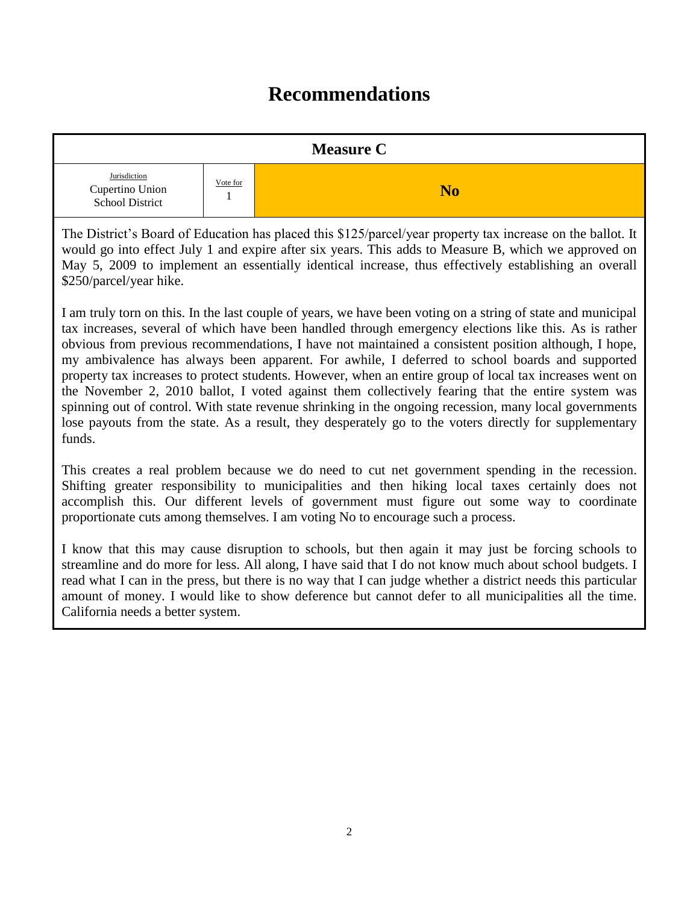# Recommendations

## Measure C

| Jurisdiction | Vote for | |
|---|---|---|
| Cupertino Union School District | 1 | **No** |

The District's Board of Education has placed this $125/parcel/year property tax increase on the ballot. It would go into effect July 1 and expire after six years. This adds to Measure B, which we approved on May 5, 2009 to implement an essentially identical increase, thus effectively establishing an overall $250/parcel/year hike.

I am truly torn on this. In the last couple of years, we have been voting on a string of state and municipal tax increases, several of which have been handled through emergency elections like this. As is rather obvious from previous recommendations, I have not maintained a consistent position although, I hope, my ambivalence has always been apparent. For awhile, I deferred to school boards and supported property tax increases to protect students. However, when an entire group of local tax increases went on the November 2, 2010 ballot, I voted against them collectively fearing that the entire system was spinning out of control. With state revenue shrinking in the ongoing recession, many local governments lose payouts from the state. As a result, they desperately go to the voters directly for supplementary funds.

This creates a real problem because we do need to cut net government spending in the recession. Shifting greater responsibility to municipalities and then hiking local taxes certainly does not accomplish this. Our different levels of government must figure out some way to coordinate proportionate cuts among themselves. I am voting No to encourage such a process.

I know that this may cause disruption to schools, but then again it may just be forcing schools to streamline and do more for less. All along, I have said that I do not know much about school budgets. I read what I can in the press, but there is no way that I can judge whether a district needs this particular amount of money. I would like to show deference but cannot defer to all municipalities all the time. California needs a better system.